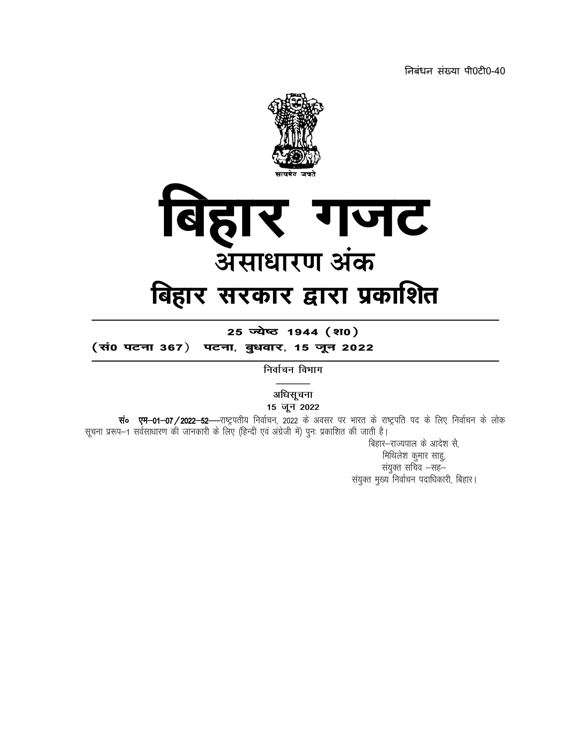निबंधन संख्या पी0टी0-40

सत्यमेव जयते

# बिहार गजट

## असाधारण अंक

## बिहार सरकार द्वारा प्रकाशित

**25 ज्येष्ठ 1944 (श0)**

**(सं0 पटना 367) पटना, बुधवार, 15 जून 2022**

निर्वाचन विभाग

अधिसूचना

**15 जून 2022**

**सं० एम–01–07/2022–52**—राष्ट्रपतीय निर्वाचन, 2022 के अवसर पर भारत के राष्ट्रपति पद के लिए निर्वाचन के लोक सूचना प्ररूप–1 सर्वसाधारण की जानकारी के लिए (हिन्दी एवं अंग्रेजी में) पुनः प्रकाशित की जाती है।

बिहार–राज्यपाल के आदेश से,  
मिथिलेश कुमार साहु,  
संयुक्त सचिव –सह–  
संयुक्त मुख्य निर्वाचन पदाधिकारी, बिहार।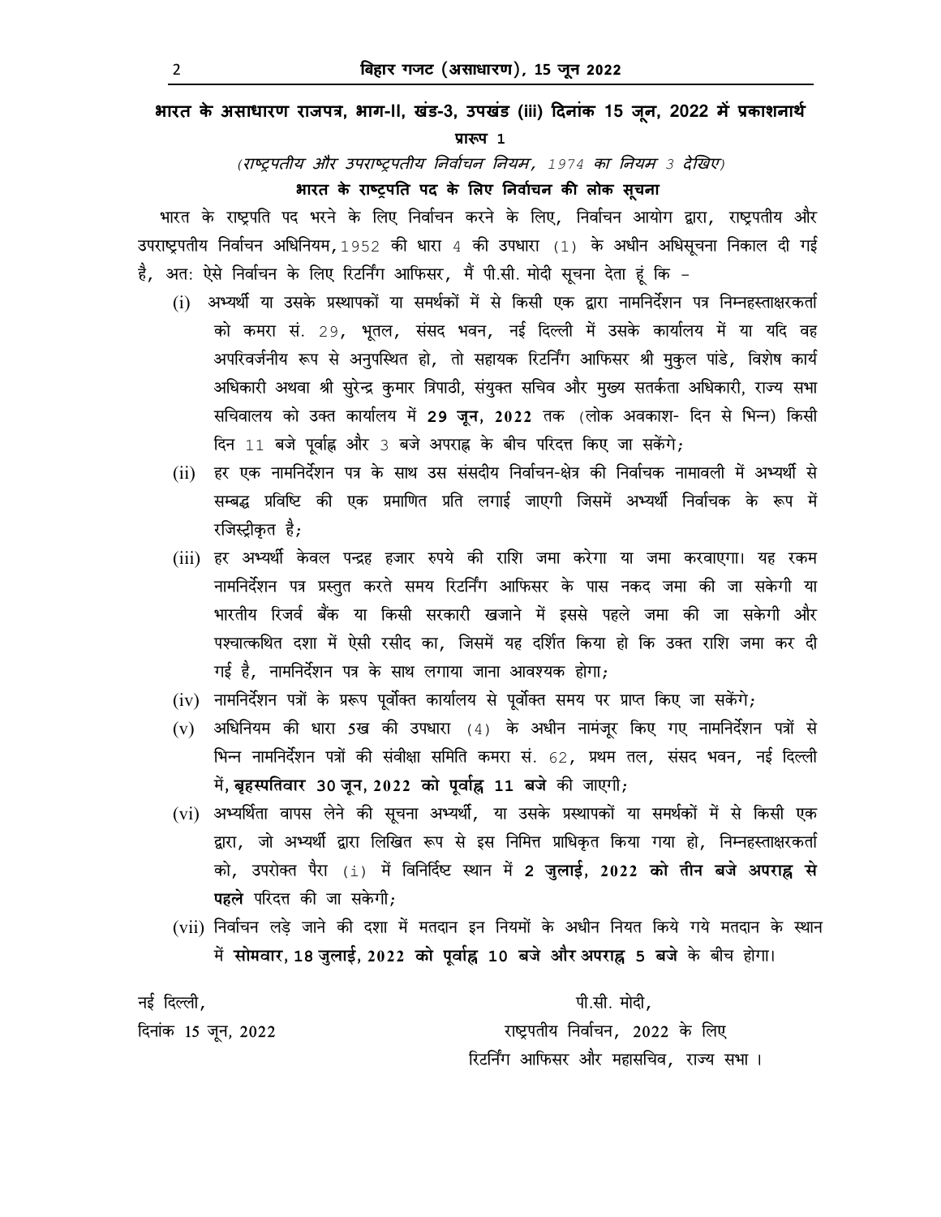**भारत के असाधारण राजपत्र, भाग-II, खंड-3, उपखंड (iii) दिनांक 15 जून, 2022 में प्रकाशनार्थ**

**प्रारूप 1**

*(राष्ट्रपतीय और उपराष्ट्रपतीय निर्वाचन नियम, 1974 का नियम 3 देखिए)*

**भारत के राष्ट्रपति पद के लिए निर्वाचन की लोक सूचना**

भारत के राष्ट्रपति पद भरने के लिए निर्वाचन करने के लिए, निर्वाचन आयोग द्वारा, राष्ट्रपतीय और उपराष्ट्रपतीय निर्वाचन अधिनियम, 1952 की धारा 4 की उपधारा (1) के अधीन अधिसूचना निकाल दी गई है, अत: ऐसे निर्वाचन के लिए रिटर्निंग आफिसर, मैं पी.सी. मोदी सूचना देता हूं कि –

(i) अभ्यर्थी या उसके प्रस्थापकों या समर्थकों में से किसी एक द्वारा नामनिर्देशन पत्र निम्नहस्ताक्षरकर्ता को कमरा सं. 29, भूतल, संसद भवन, नई दिल्ली में उसके कार्यालय में या यदि वह अपरिवर्जनीय रूप से अनुपस्थित हो, तो सहायक रिटर्निंग आफिसर श्री मुकुल पांडे, विशेष कार्य अधिकारी अथवा श्री सुरेन्द्र कुमार त्रिपाठी, संयुक्त सचिव और मुख्य सतर्कता अधिकारी, राज्य सभा सचिवालय को उक्त कार्यालय में **29 जून, 2022** तक (लोक अवकाश- दिन से भिन्न) किसी दिन 11 बजे पूर्वाह्न और 3 बजे अपराह्न के बीच परिदत्त किए जा सकेंगे;

(ii) हर एक नामनिर्देशन पत्र के साथ उस संसदीय निर्वाचन-क्षेत्र की निर्वाचक नामावली में अभ्यर्थी से सम्बद्ध प्रविष्टि की एक प्रमाणित प्रति लगाई जाएगी जिसमें अभ्यर्थी निर्वाचक के रूप में रजिस्ट्रीकृत है;

(iii) हर अभ्यर्थी केवल पन्द्रह हजार रुपये की राशि जमा करेगा या जमा करवाएगा। यह रकम नामनिर्देशन पत्र प्रस्तुत करते समय रिटर्निंग आफिसर के पास नकद जमा की जा सकेगी या भारतीय रिजर्व बैंक या किसी सरकारी खजाने में इससे पहले जमा की जा सकेगी और पश्चात्कथित दशा में ऐसी रसीद का, जिसमें यह दर्शित किया हो कि उक्त राशि जमा कर दी गई है, नामनिर्देशन पत्र के साथ लगाया जाना आवश्यक होगा;

(iv) नामनिर्देशन पत्रों के प्ररूप पूर्वोक्त कार्यालय से पूर्वोक्त समय पर प्राप्त किए जा सकेंगे;

(v) अधिनियम की धारा 5ख की उपधारा (4) के अधीन नामंजूर किए गए नामनिर्देशन पत्रों से भिन्न नामनिर्देशन पत्रों की संवीक्षा समिति कमरा सं. 62, प्रथम तल, संसद भवन, नई दिल्ली में, **बृहस्पतिवार 30 जून, 2022 को पूर्वाह्न 11 बजे** की जाएगी;

(vi) अभ्यर्थिता वापस लेने की सूचना अभ्यर्थी, या उसके प्रस्थापकों या समर्थकों में से किसी एक द्वारा, जो अभ्यर्थी द्वारा लिखित रूप से इस निमित्त प्राधिकृत किया गया हो, निम्नहस्ताक्षरकर्ता को, उपरोक्त पैरा (i) में विनिर्दिष्ट स्थान में **2 जुलाई, 2022 को तीन बजे अपराह्न से पहले** परिदत्त की जा सकेगी;

(vii) निर्वाचन लड़े जाने की दशा में मतदान इन नियमों के अधीन नियत किये गये मतदान के स्थान में **सोमवार, 18 जुलाई, 2022 को पूर्वाह्न 10 बजे और अपराह्न 5 बजे** के बीच होगा।

नई दिल्ली,
दिनांक 15 जून, 2022

पी.सी. मोदी,
राष्ट्रपतीय निर्वाचन, 2022 के लिए
रिटर्निंग आफिसर और महासचिव, राज्य सभा ।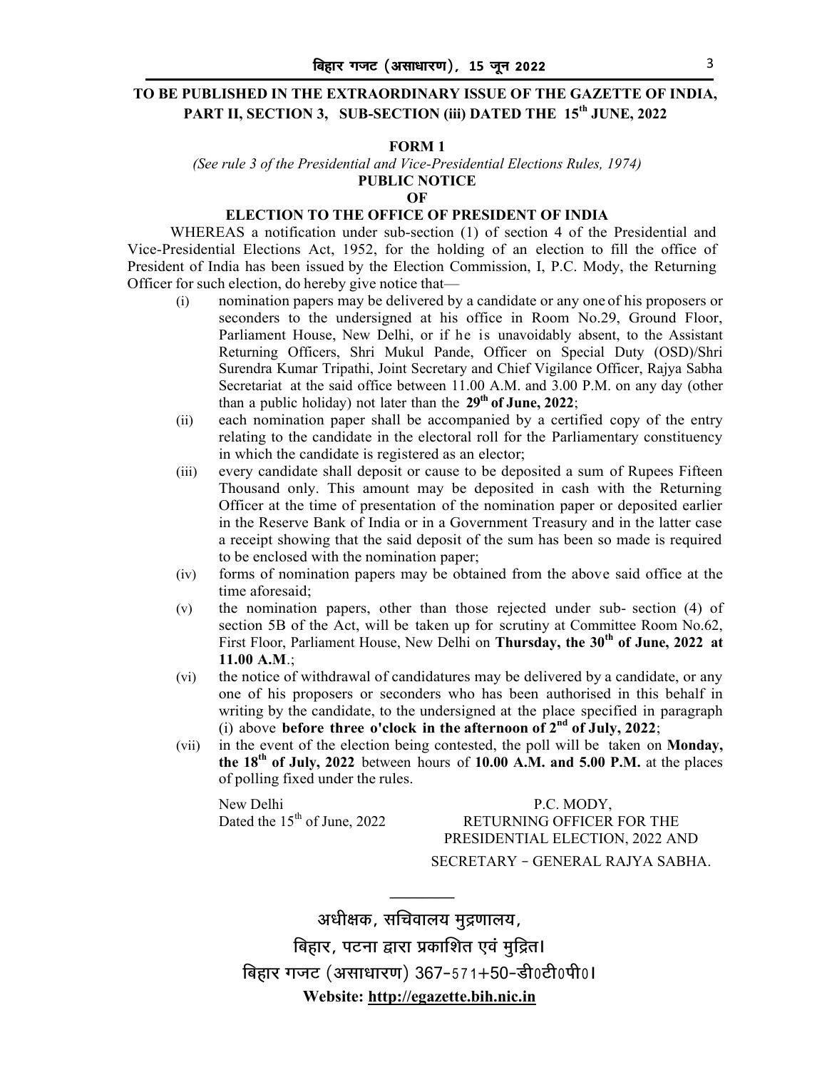**TO BE PUBLISHED IN THE EXTRAORDINARY ISSUE OF THE GAZETTE OF INDIA, PART II, SECTION 3, SUB-SECTION (iii) DATED THE 15th JUNE, 2022**

**FORM 1**

*(See rule 3 of the Presidential and Vice-Presidential Elections Rules, 1974)*

**PUBLIC NOTICE**

**OF**

**ELECTION TO THE OFFICE OF PRESIDENT OF INDIA**

WHEREAS a notification under sub-section (1) of section 4 of the Presidential and Vice-Presidential Elections Act, 1952, for the holding of an election to fill the office of President of India has been issued by the Election Commission, I, P.C. Mody, the Returning Officer for such election, do hereby give notice that—

(i) nomination papers may be delivered by a candidate or any one of his proposers or seconders to the undersigned at his office in Room No.29, Ground Floor, Parliament House, New Delhi, or if he is unavoidably absent, to the Assistant Returning Officers, Shri Mukul Pande, Officer on Special Duty (OSD)/Shri Surendra Kumar Tripathi, Joint Secretary and Chief Vigilance Officer, Rajya Sabha Secretariat at the said office between 11.00 A.M. and 3.00 P.M. on any day (other than a public holiday) not later than the **29th of June, 2022**;

(ii) each nomination paper shall be accompanied by a certified copy of the entry relating to the candidate in the electoral roll for the Parliamentary constituency in which the candidate is registered as an elector;

(iii) every candidate shall deposit or cause to be deposited a sum of Rupees Fifteen Thousand only. This amount may be deposited in cash with the Returning Officer at the time of presentation of the nomination paper or deposited earlier in the Reserve Bank of India or in a Government Treasury and in the latter case a receipt showing that the said deposit of the sum has been so made is required to be enclosed with the nomination paper;

(iv) forms of nomination papers may be obtained from the above said office at the time aforesaid;

(v) the nomination papers, other than those rejected under sub- section (4) of section 5B of the Act, will be taken up for scrutiny at Committee Room No.62, First Floor, Parliament House, New Delhi on **Thursday, the 30th of June, 2022 at 11.00 A.M**.;

(vi) the notice of withdrawal of candidatures may be delivered by a candidate, or any one of his proposers or seconders who has been authorised in this behalf in writing by the candidate, to the undersigned at the place specified in paragraph (i) above **before three o'clock in the afternoon of 2nd of July, 2022**;

(vii) in the event of the election being contested, the poll will be taken on **Monday, the 18th of July, 2022** between hours of **10.00 A.M. and 5.00 P.M.** at the places of polling fixed under the rules.

New Delhi
Dated the 15th of June, 2022

P.C. MODY,
RETURNING OFFICER FOR THE
PRESIDENTIAL ELECTION, 2022 AND
SECRETARY – GENERAL RAJYA SABHA.

---

अधीक्षक, सचिवालय मुद्रणालय,
बिहार, पटना द्वारा प्रकाशित एवं मुद्रित।
बिहार गजट (असाधारण) 367-571+50-डी0टी0पी0।
**Website: http://egazette.bih.nic.in**